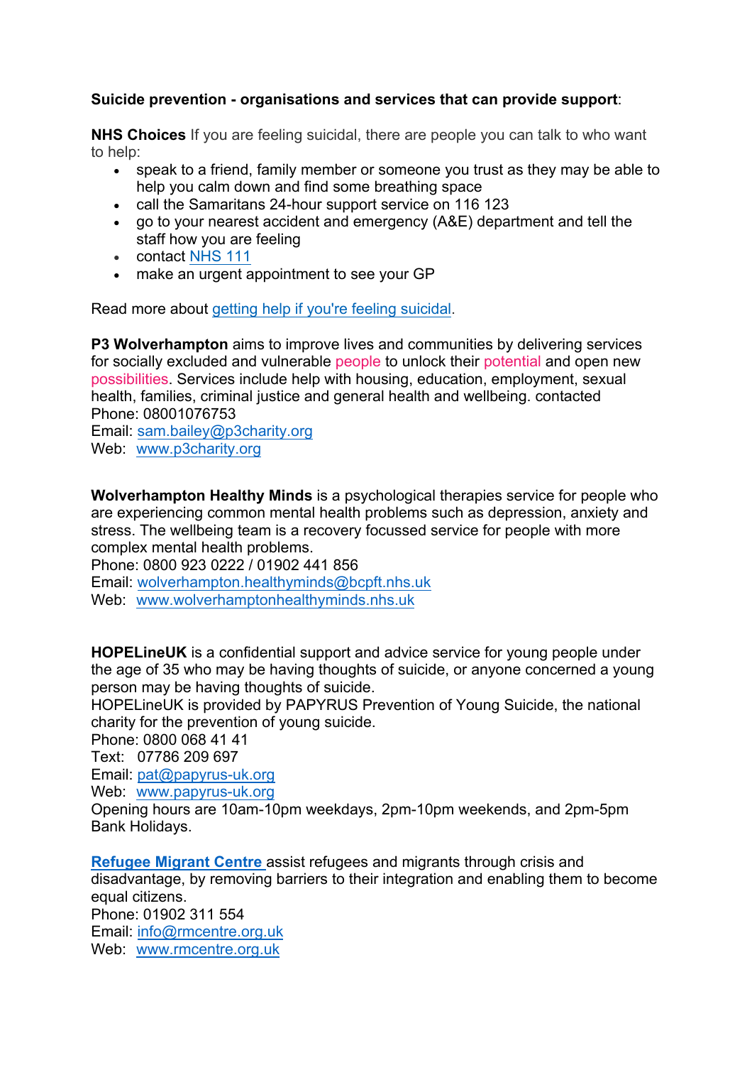**Suicide prevention - organisations and services that can provide support**:

**NHS Choices** If you are feeling suicidal, there are people you can talk to who want to help:

- speak to a friend, family member or someone you trust as they may be able to help you calm down and find some breathing space
- call the Samaritans 24-hour support service on 116 123
- go to your nearest accident and emergency (A&E) department and tell the staff how you are feeling
- contact NHS 111
- make an urgent appointment to see your GP

Read more about getting help if you're feeling suicidal.

**P3 Wolverhampton** aims to improve lives and communities by delivering services for socially excluded and vulnerable people to unlock their potential and open new possibilities. Services include help with housing, education, employment, sexual health, families, criminal justice and general health and wellbeing. contacted
Phone: 08001076753
Email: sam.bailey@p3charity.org
Web: www.p3charity.org

**Wolverhampton Healthy Minds** is a psychological therapies service for people who are experiencing common mental health problems such as depression, anxiety and stress. The wellbeing team is a recovery focussed service for people with more complex mental health problems.
Phone: 0800 923 0222 / 01902 441 856
Email: wolverhampton.healthyminds@bcpft.nhs.uk
Web: www.wolverhamptonhealthyminds.nhs.uk

**HOPELineUK** is a confidential support and advice service for young people under the age of 35 who may be having thoughts of suicide, or anyone concerned a young person may be having thoughts of suicide.
HOPELineUK is provided by PAPYRUS Prevention of Young Suicide, the national charity for the prevention of young suicide.
Phone: 0800 068 41 41
Text: 07786 209 697
Email: pat@papyrus-uk.org
Web: www.papyrus-uk.org
Opening hours are 10am-10pm weekdays, 2pm-10pm weekends, and 2pm-5pm Bank Holidays.

**Refugee Migrant Centre** assist refugees and migrants through crisis and disadvantage, by removing barriers to their integration and enabling them to become equal citizens.
Phone: 01902 311 554
Email: info@rmcentre.org.uk
Web: www.rmcentre.org.uk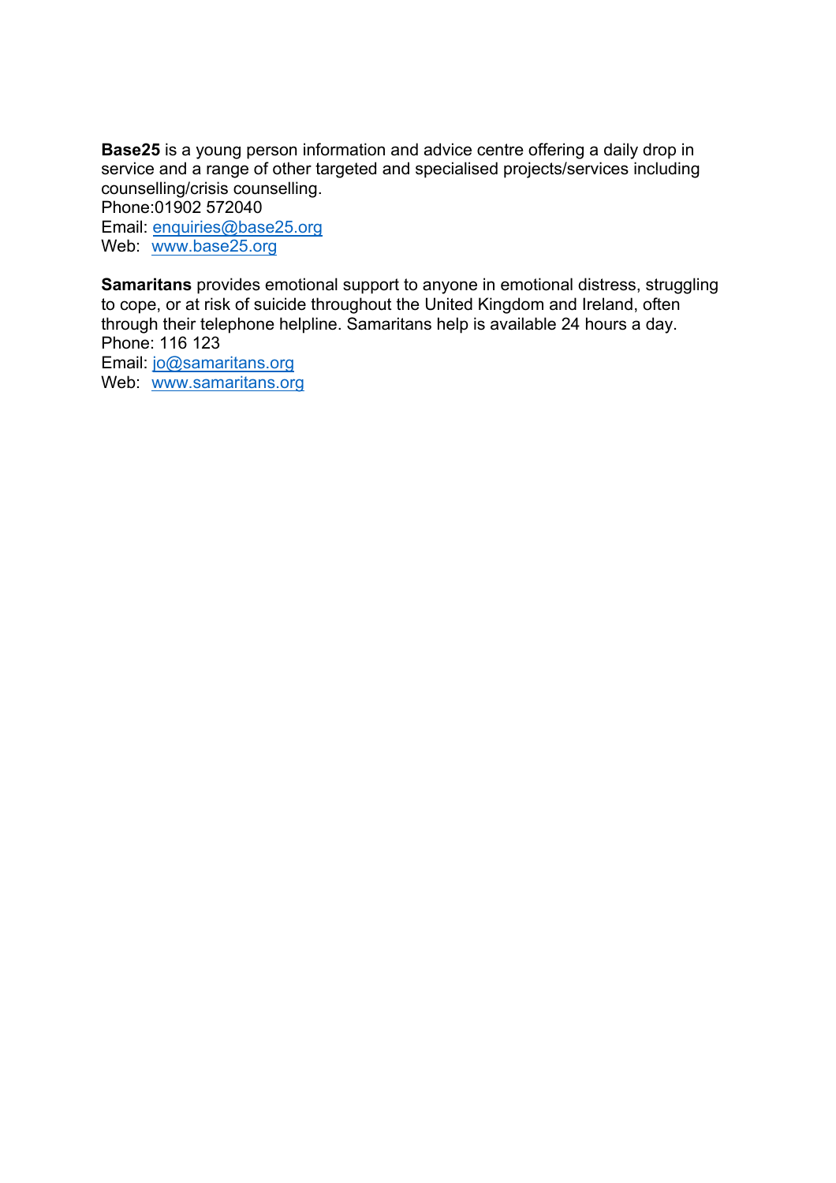**Base25** is a young person information and advice centre offering a daily drop in service and a range of other targeted and specialised projects/services including counselling/crisis counselling.
Phone:01902 572040
Email: enquiries@base25.org
Web: www.base25.org

**Samaritans** provides emotional support to anyone in emotional distress, struggling to cope, or at risk of suicide throughout the United Kingdom and Ireland, often through their telephone helpline. Samaritans help is available 24 hours a day.
Phone: 116 123
Email: jo@samaritans.org
Web: www.samaritans.org